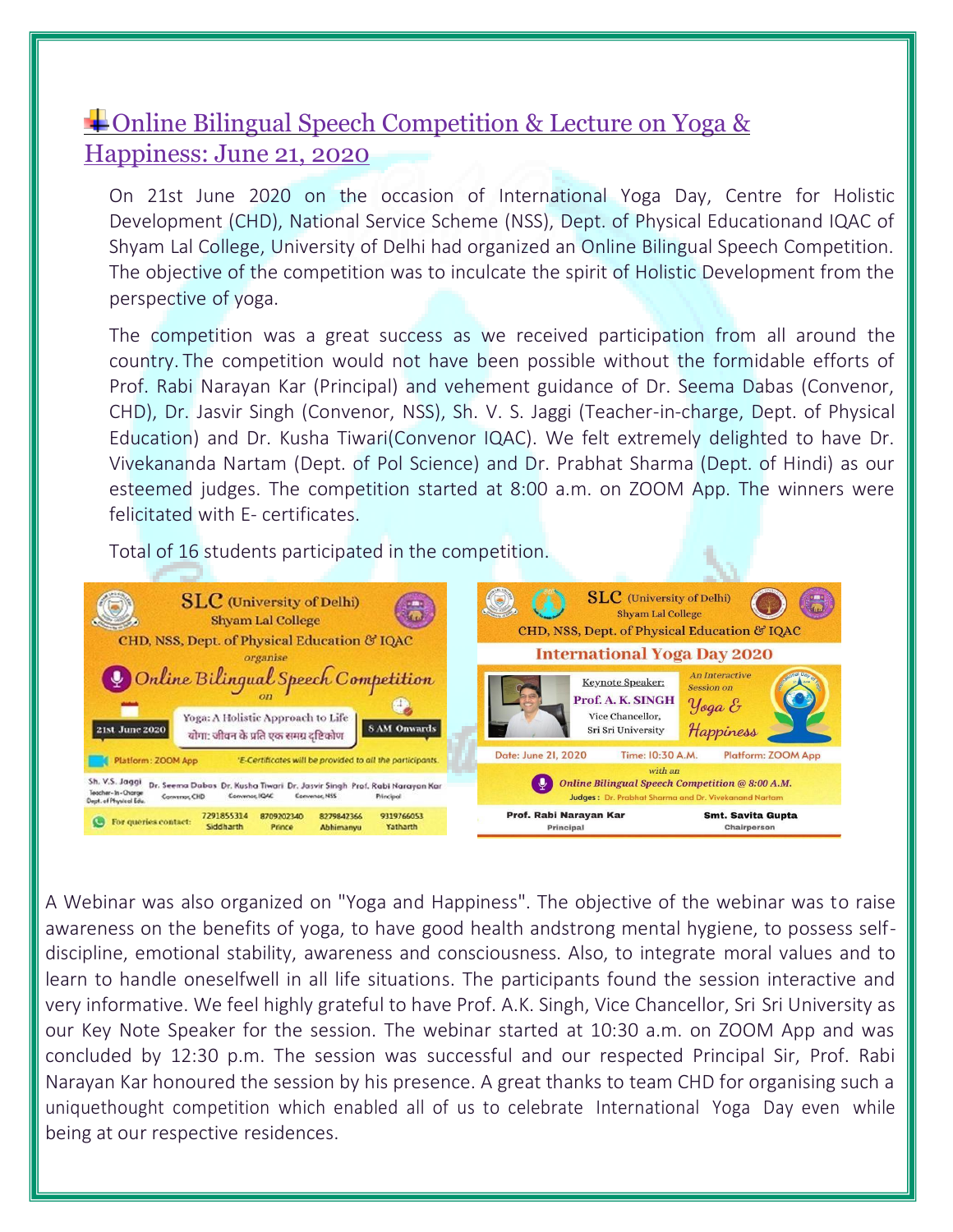## Online Bilingual Speech Competition & Lecture on Yoga & Happiness: June 21, 2020

On 21st June 2020 on the occasion of International Yoga Day, Centre for Holistic Development (CHD), National Service Scheme (NSS), Dept. of Physical Educationand IQAC of Shyam Lal College, University of Delhi had organized an Online Bilingual Speech Competition. The objective of the competition was to inculcate the spirit of Holistic Development from the perspective of yoga.

The competition was a great success as we received participation from all around the country. The competition would not have been possible without the formidable efforts of Prof. Rabi Narayan Kar (Principal) and vehement guidance of Dr. Seema Dabas (Convenor, CHD), Dr. Jasvir Singh (Convenor, NSS), Sh. V. S. Jaggi (Teacher-in-charge, Dept. of Physical Education) and Dr. Kusha Tiwari(Convenor IQAC). We felt extremely delighted to have Dr. Vivekananda Nartam (Dept. of Pol Science) and Dr. Prabhat Sharma (Dept. of Hindi) as our esteemed judges. The competition started at 8:00 a.m. on ZOOM App. The winners were felicitated with E- certificates.

Total of 16 students participated in the competition.

A Webinar was also organized on "Yoga and Happiness". The objective of the webinar was to raise awareness on the benefits of yoga, to have good health andstrong mental hygiene, to possess self-discipline, emotional stability, awareness and consciousness. Also, to integrate moral values and to learn to handle oneselfwell in all life situations. The participants found the session interactive and very informative. We feel highly grateful to have Prof. A.K. Singh, Vice Chancellor, Sri Sri University as our Key Note Speaker for the session. The webinar started at 10:30 a.m. on ZOOM App and was concluded by 12:30 p.m. The session was successful and our respected Principal Sir, Prof. Rabi Narayan Kar honoured the session by his presence. A great thanks to team CHD for organising such a uniquethought competition which enabled all of us to celebrate International Yoga Day even while being at our respective residences.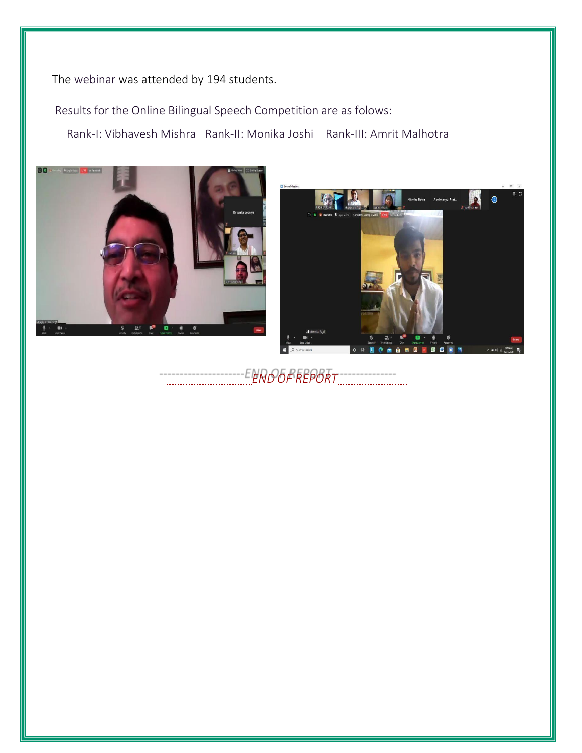The webinar was attended by 194 students.

Results for the Online Bilingual Speech Competition are as folows:

Rank-I: Vibhavesh Mishra   Rank-II: Monika Joshi   Rank-III: Amrit Malhotra

END OF REPORT